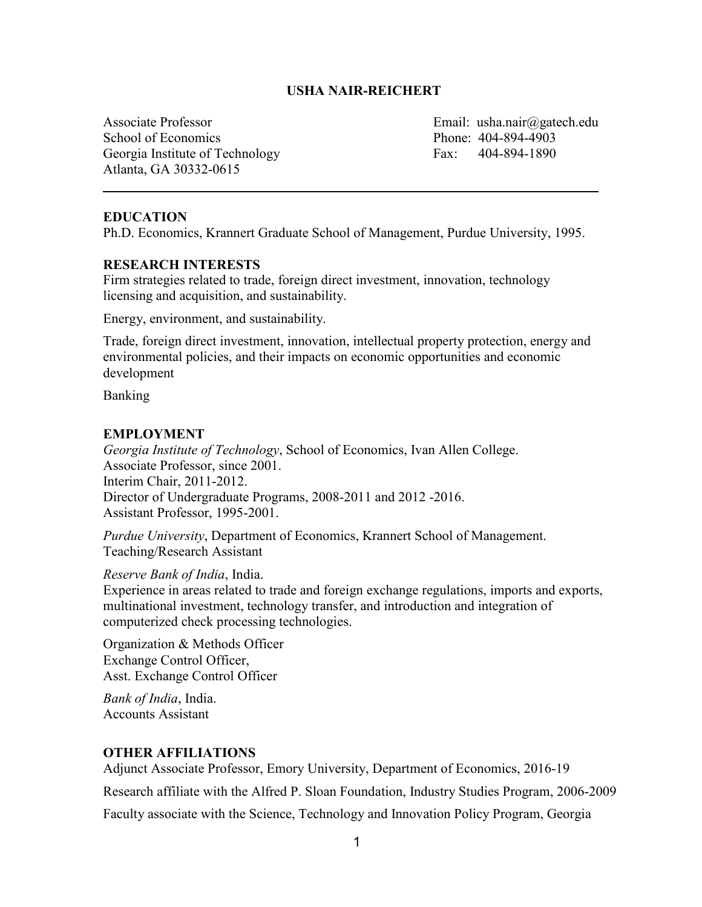# USHA NAIR-REICHERT

Associate Professor
School of Economics
Georgia Institute of Technology
Atlanta, GA 30332-0615

Email: usha.nair@gatech.edu
Phone: 404-894-4903
Fax: 404-894-1890

---

## EDUCATION

Ph.D. Economics, Krannert Graduate School of Management, Purdue University, 1995.

## RESEARCH INTERESTS

Firm strategies related to trade, foreign direct investment, innovation, technology licensing and acquisition, and sustainability.

Energy, environment, and sustainability.

Trade, foreign direct investment, innovation, intellectual property protection, energy and environmental policies, and their impacts on economic opportunities and economic development

Banking

## EMPLOYMENT

*Georgia Institute of Technology*, School of Economics, Ivan Allen College.
Associate Professor, since 2001.
Interim Chair, 2011-2012.
Director of Undergraduate Programs, 2008-2011 and 2012 -2016.
Assistant Professor, 1995-2001.

*Purdue University*, Department of Economics, Krannert School of Management.
Teaching/Research Assistant

*Reserve Bank of India*, India.
Experience in areas related to trade and foreign exchange regulations, imports and exports, multinational investment, technology transfer, and introduction and integration of computerized check processing technologies.

Organization & Methods Officer
Exchange Control Officer,
Asst. Exchange Control Officer

*Bank of India*, India.
Accounts Assistant

## OTHER AFFILIATIONS

Adjunct Associate Professor, Emory University, Department of Economics, 2016-19

Research affiliate with the Alfred P. Sloan Foundation, Industry Studies Program, 2006-2009

Faculty associate with the Science, Technology and Innovation Policy Program, Georgia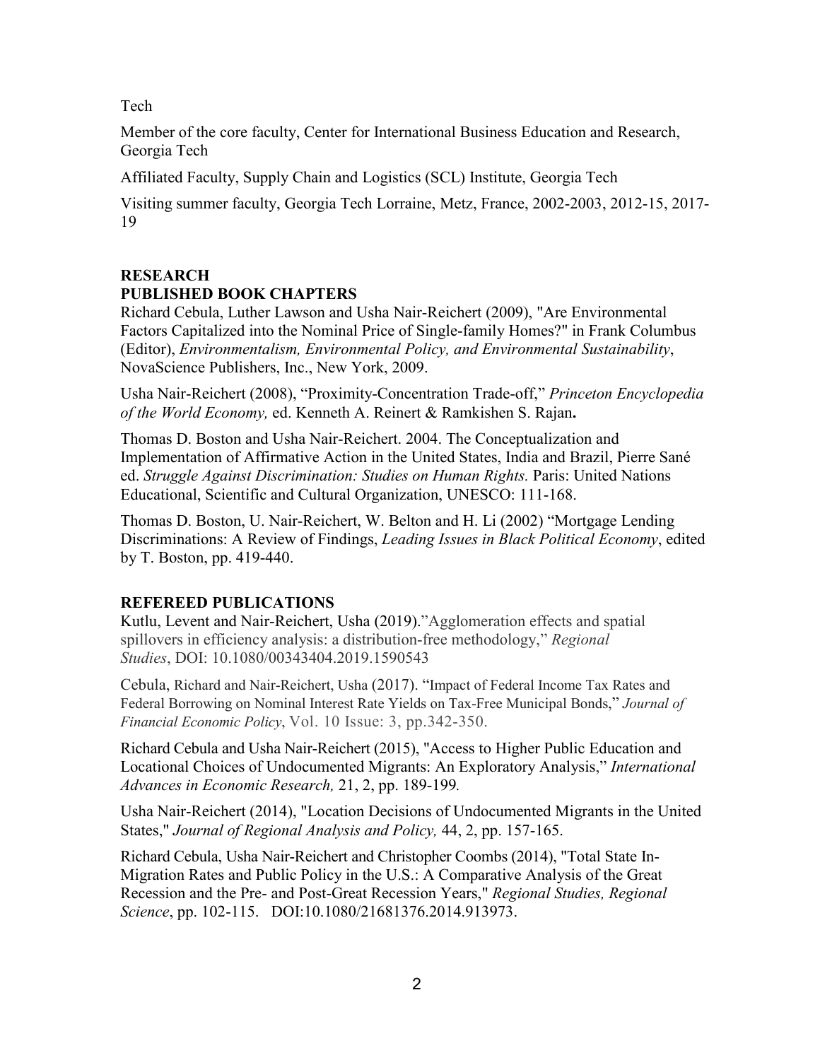Tech

Member of the core faculty, Center for International Business Education and Research, Georgia Tech

Affiliated Faculty, Supply Chain and Logistics (SCL) Institute, Georgia Tech

Visiting summer faculty, Georgia Tech Lorraine, Metz, France, 2002-2003, 2012-15, 2017-19

## RESEARCH

### PUBLISHED BOOK CHAPTERS

Richard Cebula, Luther Lawson and Usha Nair-Reichert (2009), "Are Environmental Factors Capitalized into the Nominal Price of Single-family Homes?" in Frank Columbus (Editor), *Environmentalism, Environmental Policy, and Environmental Sustainability*, NovaScience Publishers, Inc., New York, 2009.

Usha Nair-Reichert (2008), "Proximity-Concentration Trade-off," *Princeton Encyclopedia of the World Economy,* ed. Kenneth A. Reinert & Ramkishen S. Rajan**.**

Thomas D. Boston and Usha Nair-Reichert. 2004. The Conceptualization and Implementation of Affirmative Action in the United States, India and Brazil, Pierre Sané ed. *Struggle Against Discrimination: Studies on Human Rights.* Paris: United Nations Educational, Scientific and Cultural Organization, UNESCO: 111-168.

Thomas D. Boston, U. Nair-Reichert, W. Belton and H. Li (2002) "Mortgage Lending Discriminations: A Review of Findings, *Leading Issues in Black Political Economy*, edited by T. Boston, pp. 419-440.

### REFEREED PUBLICATIONS

Kutlu, Levent and Nair-Reichert, Usha (2019)."Agglomeration effects and spatial spillovers in efficiency analysis: a distribution-free methodology," *Regional Studies*, DOI: 10.1080/00343404.2019.1590543

Cebula, Richard and Nair-Reichert, Usha (2017). "Impact of Federal Income Tax Rates and Federal Borrowing on Nominal Interest Rate Yields on Tax-Free Municipal Bonds," *Journal of Financial Economic Policy*, Vol. 10 Issue: 3, pp.342-350.

Richard Cebula and Usha Nair-Reichert (2015), "Access to Higher Public Education and Locational Choices of Undocumented Migrants: An Exploratory Analysis," *International Advances in Economic Research,* 21, 2, pp. 189-199*.*

Usha Nair-Reichert (2014), "Location Decisions of Undocumented Migrants in the United States," *Journal of Regional Analysis and Policy,* 44, 2, pp. 157-165.

Richard Cebula, Usha Nair-Reichert and Christopher Coombs (2014), "Total State In-Migration Rates and Public Policy in the U.S.: A Comparative Analysis of the Great Recession and the Pre- and Post-Great Recession Years," *Regional Studies, Regional Science*, pp. 102-115. DOI:10.1080/21681376.2014.913973.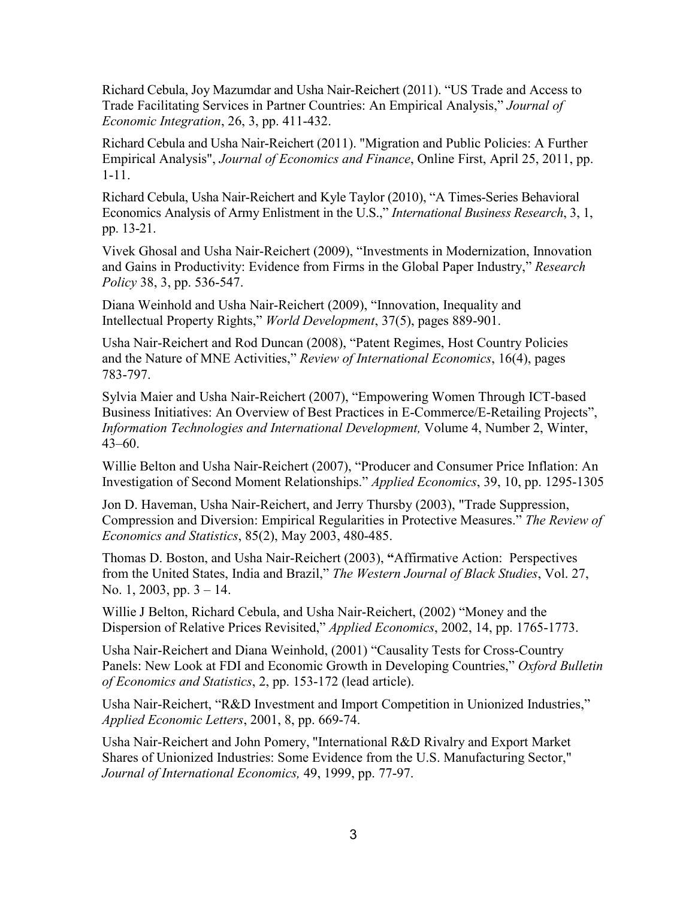Richard Cebula, Joy Mazumdar and Usha Nair-Reichert (2011). "US Trade and Access to Trade Facilitating Services in Partner Countries: An Empirical Analysis," *Journal of Economic Integration*, 26, 3, pp. 411-432.

Richard Cebula and Usha Nair-Reichert (2011). "Migration and Public Policies: A Further Empirical Analysis", *Journal of Economics and Finance*, Online First, April 25, 2011, pp. 1-11.

Richard Cebula, Usha Nair-Reichert and Kyle Taylor (2010), "A Times-Series Behavioral Economics Analysis of Army Enlistment in the U.S.," *International Business Research*, 3, 1, pp. 13-21.

Vivek Ghosal and Usha Nair-Reichert (2009), "Investments in Modernization, Innovation and Gains in Productivity: Evidence from Firms in the Global Paper Industry," *Research Policy* 38, 3, pp. 536-547.

Diana Weinhold and Usha Nair-Reichert (2009), "Innovation, Inequality and Intellectual Property Rights," *World Development*, 37(5), pages 889-901.

Usha Nair-Reichert and Rod Duncan (2008), "Patent Regimes, Host Country Policies and the Nature of MNE Activities," *Review of International Economics*, 16(4), pages 783-797.

Sylvia Maier and Usha Nair-Reichert (2007), "Empowering Women Through ICT-based Business Initiatives: An Overview of Best Practices in E-Commerce/E-Retailing Projects", *Information Technologies and International Development,* Volume 4, Number 2, Winter, 43–60.

Willie Belton and Usha Nair-Reichert (2007), "Producer and Consumer Price Inflation: An Investigation of Second Moment Relationships." *Applied Economics*, 39, 10, pp. 1295-1305

Jon D. Haveman, Usha Nair-Reichert, and Jerry Thursby (2003), "Trade Suppression, Compression and Diversion: Empirical Regularities in Protective Measures." *The Review of Economics and Statistics*, 85(2), May 2003, 480-485.

Thomas D. Boston, and Usha Nair-Reichert (2003), **"**Affirmative Action: Perspectives from the United States, India and Brazil," *The Western Journal of Black Studies*, Vol. 27, No. 1, 2003, pp. 3 – 14.

Willie J Belton, Richard Cebula, and Usha Nair-Reichert, (2002) "Money and the Dispersion of Relative Prices Revisited," *Applied Economics*, 2002, 14, pp. 1765-1773.

Usha Nair-Reichert and Diana Weinhold, (2001) "Causality Tests for Cross-Country Panels: New Look at FDI and Economic Growth in Developing Countries," *Oxford Bulletin of Economics and Statistics*, 2, pp. 153-172 (lead article).

Usha Nair-Reichert, "R&D Investment and Import Competition in Unionized Industries," *Applied Economic Letters*, 2001, 8, pp. 669-74.

Usha Nair-Reichert and John Pomery, "International R&D Rivalry and Export Market Shares of Unionized Industries: Some Evidence from the U.S. Manufacturing Sector," *Journal of International Economics,* 49, 1999, pp. 77-97.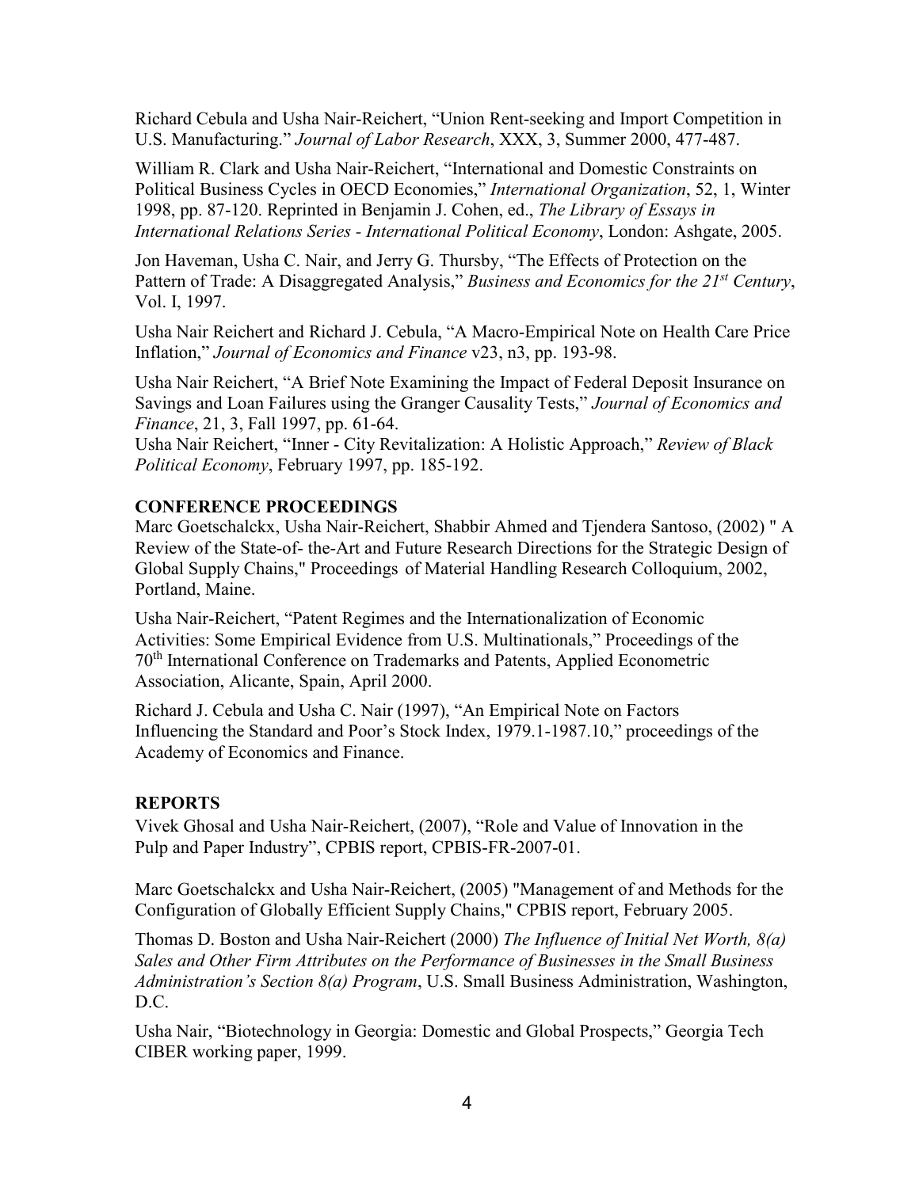Richard Cebula and Usha Nair-Reichert, “Union Rent-seeking and Import Competition in U.S. Manufacturing.” *Journal of Labor Research*, XXX, 3, Summer 2000, 477-487.

William R. Clark and Usha Nair-Reichert, “International and Domestic Constraints on Political Business Cycles in OECD Economies,” *International Organization*, 52, 1, Winter 1998, pp. 87-120. Reprinted in Benjamin J. Cohen, ed., *The Library of Essays in International Relations Series - International Political Economy*, London: Ashgate, 2005.

Jon Haveman, Usha C. Nair, and Jerry G. Thursby, “The Effects of Protection on the Pattern of Trade: A Disaggregated Analysis,” *Business and Economics for the 21st Century*, Vol. I, 1997.

Usha Nair Reichert and Richard J. Cebula, “A Macro-Empirical Note on Health Care Price Inflation,” *Journal of Economics and Finance* v23, n3, pp. 193-98.

Usha Nair Reichert, “A Brief Note Examining the Impact of Federal Deposit Insurance on Savings and Loan Failures using the Granger Causality Tests,” *Journal of Economics and Finance*, 21, 3, Fall 1997, pp. 61-64.

Usha Nair Reichert, “Inner - City Revitalization: A Holistic Approach,” *Review of Black Political Economy*, February 1997, pp. 185-192.

**CONFERENCE PROCEEDINGS**

Marc Goetschalckx, Usha Nair-Reichert, Shabbir Ahmed and Tjendera Santoso, (2002) " A Review of the State-of- the-Art and Future Research Directions for the Strategic Design of Global Supply Chains," Proceedings of Material Handling Research Colloquium, 2002, Portland, Maine.

Usha Nair-Reichert, “Patent Regimes and the Internationalization of Economic Activities: Some Empirical Evidence from U.S. Multinationals,” Proceedings of the 70th International Conference on Trademarks and Patents, Applied Econometric Association, Alicante, Spain, April 2000.

Richard J. Cebula and Usha C. Nair (1997), “An Empirical Note on Factors Influencing the Standard and Poor’s Stock Index, 1979.1-1987.10,” proceedings of the Academy of Economics and Finance.

**REPORTS**

Vivek Ghosal and Usha Nair-Reichert, (2007), “Role and Value of Innovation in the Pulp and Paper Industry”, CPBIS report, CPBIS-FR-2007-01.

Marc Goetschalckx and Usha Nair-Reichert, (2005) "Management of and Methods for the Configuration of Globally Efficient Supply Chains," CPBIS report, February 2005.

Thomas D. Boston and Usha Nair-Reichert (2000) *The Influence of Initial Net Worth, 8(a) Sales and Other Firm Attributes on the Performance of Businesses in the Small Business Administration’s Section 8(a) Program*, U.S. Small Business Administration, Washington, D.C.

Usha Nair, “Biotechnology in Georgia: Domestic and Global Prospects,” Georgia Tech CIBER working paper, 1999.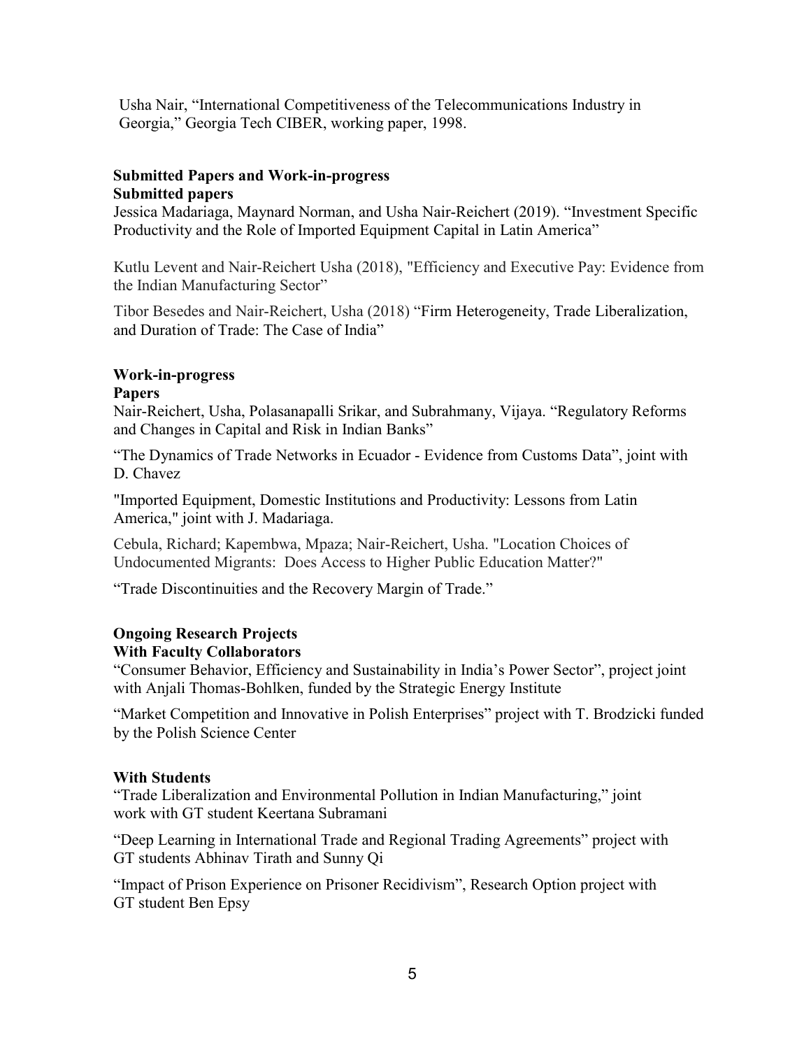Usha Nair, “International Competitiveness of the Telecommunications Industry in Georgia,” Georgia Tech CIBER, working paper, 1998.

**Submitted Papers and Work-in-progress**

**Submitted papers**

Jessica Madariaga, Maynard Norman, and Usha Nair-Reichert (2019). “Investment Specific Productivity and the Role of Imported Equipment Capital in Latin America”

Kutlu Levent and Nair-Reichert Usha (2018), "Efficiency and Executive Pay: Evidence from the Indian Manufacturing Sector”

Tibor Besedes and Nair-Reichert, Usha (2018) “Firm Heterogeneity, Trade Liberalization, and Duration of Trade: The Case of India”

**Work-in-progress**

**Papers**

Nair-Reichert, Usha, Polasanapalli Srikar, and Subrahmany, Vijaya. “Regulatory Reforms and Changes in Capital and Risk in Indian Banks”

“The Dynamics of Trade Networks in Ecuador - Evidence from Customs Data”, joint with D. Chavez

"Imported Equipment, Domestic Institutions and Productivity: Lessons from Latin America," joint with J. Madariaga.

Cebula, Richard; Kapembwa, Mpaza; Nair-Reichert, Usha. "Location Choices of Undocumented Migrants: Does Access to Higher Public Education Matter?"

“Trade Discontinuities and the Recovery Margin of Trade.”

**Ongoing Research Projects**

**With Faculty Collaborators**

“Consumer Behavior, Efficiency and Sustainability in India’s Power Sector”, project joint with Anjali Thomas-Bohlken, funded by the Strategic Energy Institute

“Market Competition and Innovative in Polish Enterprises” project with T. Brodzicki funded by the Polish Science Center

**With Students**

“Trade Liberalization and Environmental Pollution in Indian Manufacturing,” joint work with GT student Keertana Subramani

“Deep Learning in International Trade and Regional Trading Agreements” project with GT students Abhinav Tirath and Sunny Qi

“Impact of Prison Experience on Prisoner Recidivism”, Research Option project with GT student Ben Epsy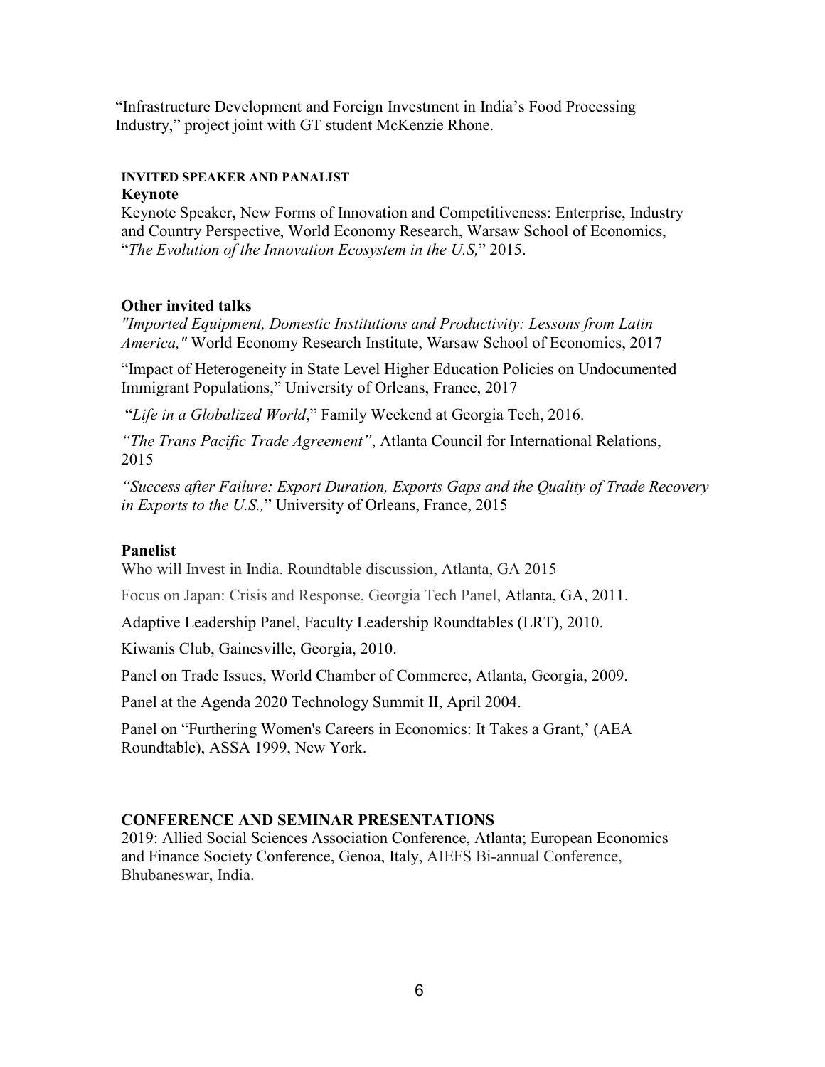"Infrastructure Development and Foreign Investment in India's Food Processing Industry," project joint with GT student McKenzie Rhone.

## INVITED SPEAKER AND PANALIST

### Keynote

Keynote Speaker**,** New Forms of Innovation and Competitiveness: Enterprise, Industry and Country Perspective, World Economy Research, Warsaw School of Economics, "*The Evolution of the Innovation Ecosystem in the U.S,*" 2015.

### Other invited talks

*"Imported Equipment, Domestic Institutions and Productivity: Lessons from Latin America,"* World Economy Research Institute, Warsaw School of Economics, 2017

"Impact of Heterogeneity in State Level Higher Education Policies on Undocumented Immigrant Populations," University of Orleans, France, 2017

"*Life in a Globalized World*," Family Weekend at Georgia Tech, 2016.

*"The Trans Pacific Trade Agreement"*, Atlanta Council for International Relations, 2015

*"Success after Failure: Export Duration, Exports Gaps and the Quality of Trade Recovery in Exports to the U.S.,*" University of Orleans, France, 2015

### Panelist

Who will Invest in India. Roundtable discussion, Atlanta, GA 2015

Focus on Japan: Crisis and Response, Georgia Tech Panel, Atlanta, GA, 2011.

Adaptive Leadership Panel, Faculty Leadership Roundtables (LRT), 2010.

Kiwanis Club, Gainesville, Georgia, 2010.

Panel on Trade Issues, World Chamber of Commerce, Atlanta, Georgia, 2009.

Panel at the Agenda 2020 Technology Summit II, April 2004.

Panel on "Furthering Women's Careers in Economics: It Takes a Grant,' (AEA Roundtable), ASSA 1999, New York.

## CONFERENCE AND SEMINAR PRESENTATIONS

2019: Allied Social Sciences Association Conference, Atlanta; European Economics and Finance Society Conference, Genoa, Italy, AIEFS Bi-annual Conference, Bhubaneswar, India.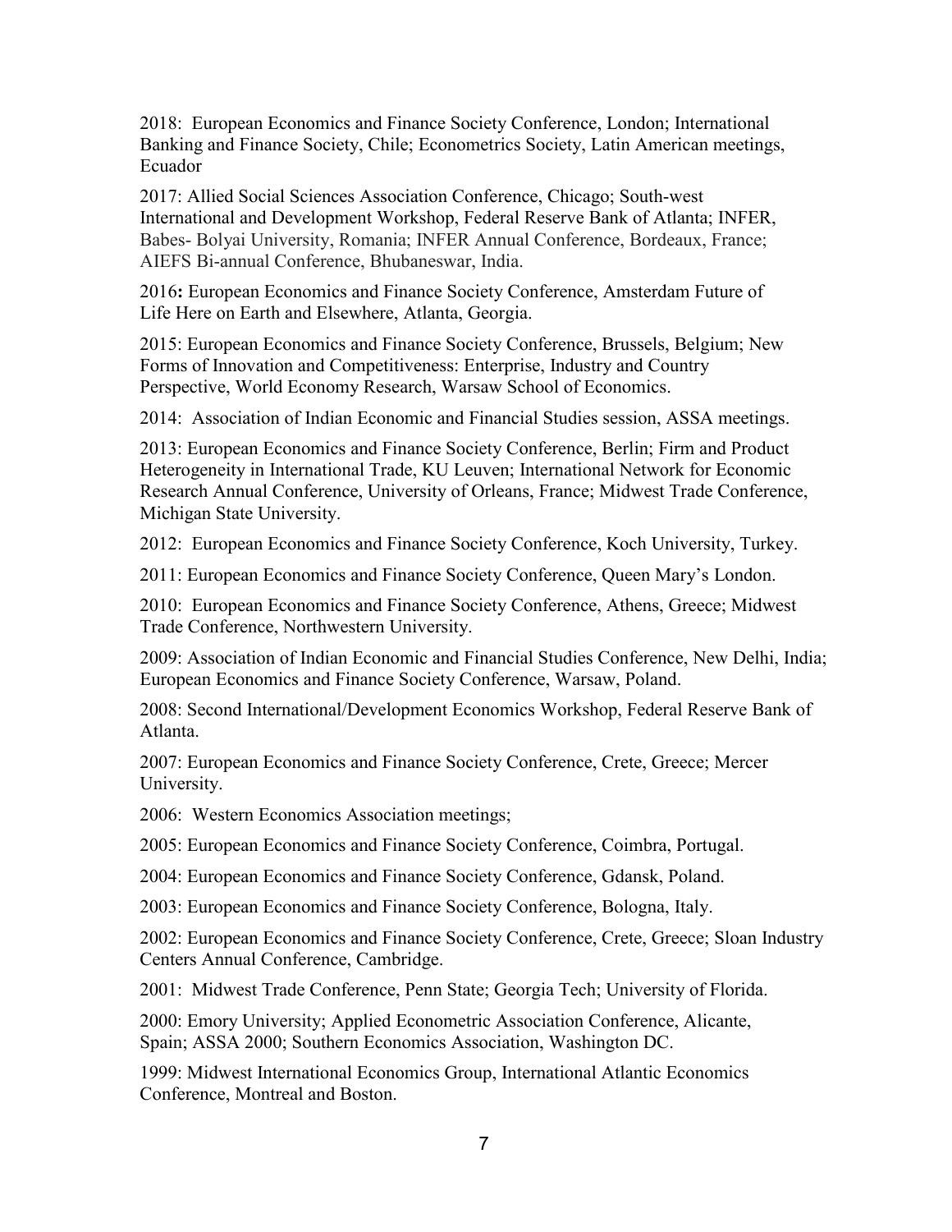2018: European Economics and Finance Society Conference, London; International Banking and Finance Society, Chile; Econometrics Society, Latin American meetings, Ecuador

2017: Allied Social Sciences Association Conference, Chicago; South-west International and Development Workshop, Federal Reserve Bank of Atlanta; INFER, Babes- Bolyai University, Romania; INFER Annual Conference, Bordeaux, France; AIEFS Bi-annual Conference, Bhubaneswar, India.

2016**:** European Economics and Finance Society Conference, Amsterdam Future of Life Here on Earth and Elsewhere, Atlanta, Georgia.

2015: European Economics and Finance Society Conference, Brussels, Belgium; New Forms of Innovation and Competitiveness: Enterprise, Industry and Country Perspective, World Economy Research, Warsaw School of Economics.

2014: Association of Indian Economic and Financial Studies session, ASSA meetings.

2013: European Economics and Finance Society Conference, Berlin; Firm and Product Heterogeneity in International Trade, KU Leuven; International Network for Economic Research Annual Conference, University of Orleans, France; Midwest Trade Conference, Michigan State University.

2012: European Economics and Finance Society Conference, Koch University, Turkey.

2011: European Economics and Finance Society Conference, Queen Mary's London.

2010: European Economics and Finance Society Conference, Athens, Greece; Midwest Trade Conference, Northwestern University.

2009: Association of Indian Economic and Financial Studies Conference, New Delhi, India; European Economics and Finance Society Conference, Warsaw, Poland.

2008: Second International/Development Economics Workshop, Federal Reserve Bank of Atlanta.

2007: European Economics and Finance Society Conference, Crete, Greece; Mercer University.

2006: Western Economics Association meetings;

2005: European Economics and Finance Society Conference, Coimbra, Portugal.

2004: European Economics and Finance Society Conference, Gdansk, Poland.

2003: European Economics and Finance Society Conference, Bologna, Italy.

2002: European Economics and Finance Society Conference, Crete, Greece; Sloan Industry Centers Annual Conference, Cambridge.

2001: Midwest Trade Conference, Penn State; Georgia Tech; University of Florida.

2000: Emory University; Applied Econometric Association Conference, Alicante, Spain; ASSA 2000; Southern Economics Association, Washington DC.

1999: Midwest International Economics Group, International Atlantic Economics Conference, Montreal and Boston.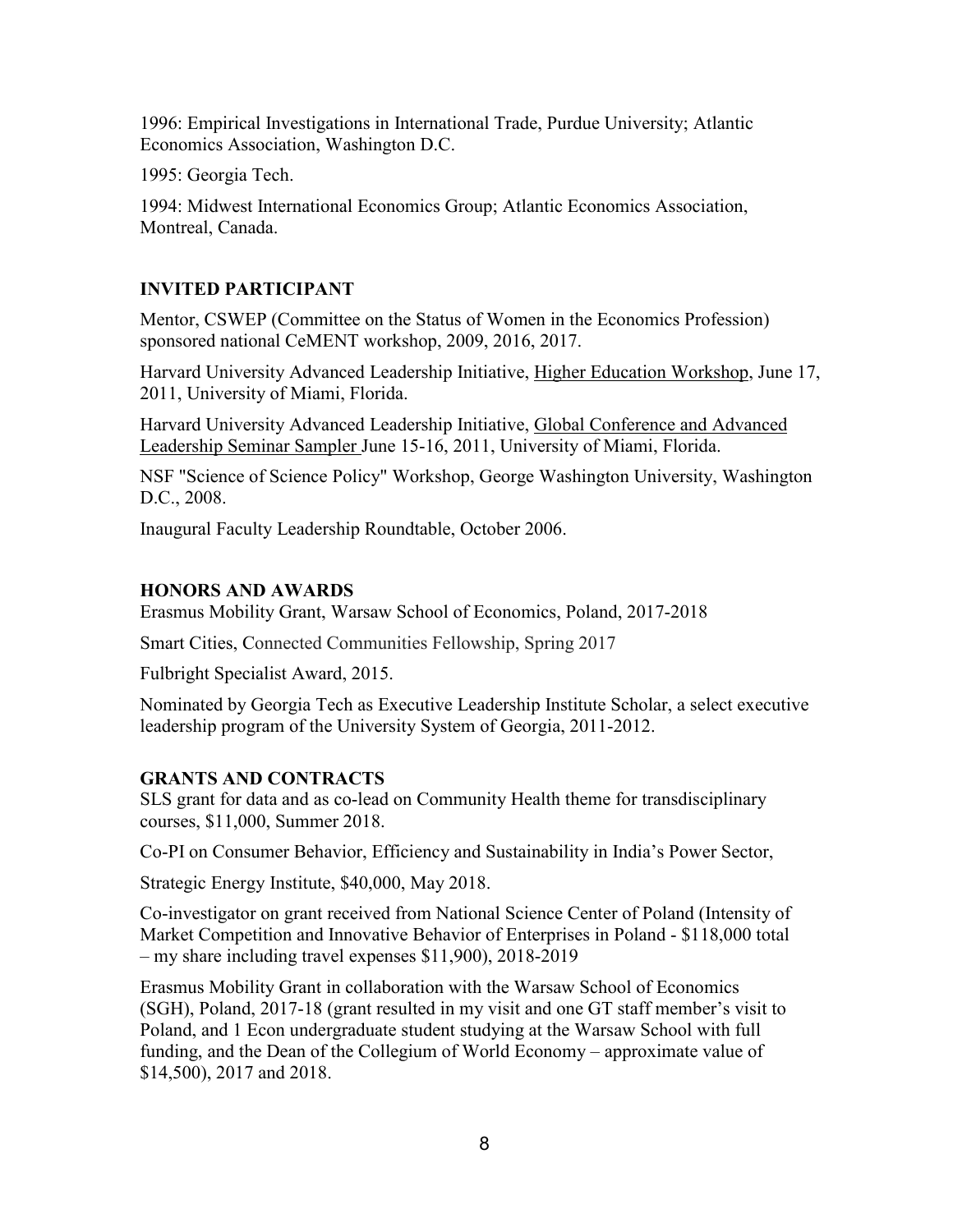1996: Empirical Investigations in International Trade, Purdue University; Atlantic Economics Association, Washington D.C.

1995: Georgia Tech.

1994: Midwest International Economics Group; Atlantic Economics Association, Montreal, Canada.

## INVITED PARTICIPANT

Mentor, CSWEP (Committee on the Status of Women in the Economics Profession) sponsored national CeMENT workshop, 2009, 2016, 2017.

Harvard University Advanced Leadership Initiative, Higher Education Workshop, June 17, 2011, University of Miami, Florida.

Harvard University Advanced Leadership Initiative, Global Conference and Advanced Leadership Seminar Sampler June 15-16, 2011, University of Miami, Florida.

NSF "Science of Science Policy" Workshop, George Washington University, Washington D.C., 2008.

Inaugural Faculty Leadership Roundtable, October 2006.

## HONORS AND AWARDS

Erasmus Mobility Grant, Warsaw School of Economics, Poland, 2017-2018

Smart Cities, Connected Communities Fellowship, Spring 2017

Fulbright Specialist Award, 2015.

Nominated by Georgia Tech as Executive Leadership Institute Scholar, a select executive leadership program of the University System of Georgia, 2011-2012.

## GRANTS AND CONTRACTS

SLS grant for data and as co-lead on Community Health theme for transdisciplinary courses, $11,000, Summer 2018.

Co-PI on Consumer Behavior, Efficiency and Sustainability in India's Power Sector,

Strategic Energy Institute, $40,000, May 2018.

Co-investigator on grant received from National Science Center of Poland (Intensity of Market Competition and Innovative Behavior of Enterprises in Poland - $118,000 total – my share including travel expenses $11,900), 2018-2019

Erasmus Mobility Grant in collaboration with the Warsaw School of Economics (SGH), Poland, 2017-18 (grant resulted in my visit and one GT staff member's visit to Poland, and 1 Econ undergraduate student studying at the Warsaw School with full funding, and the Dean of the Collegium of World Economy – approximate value of $14,500), 2017 and 2018.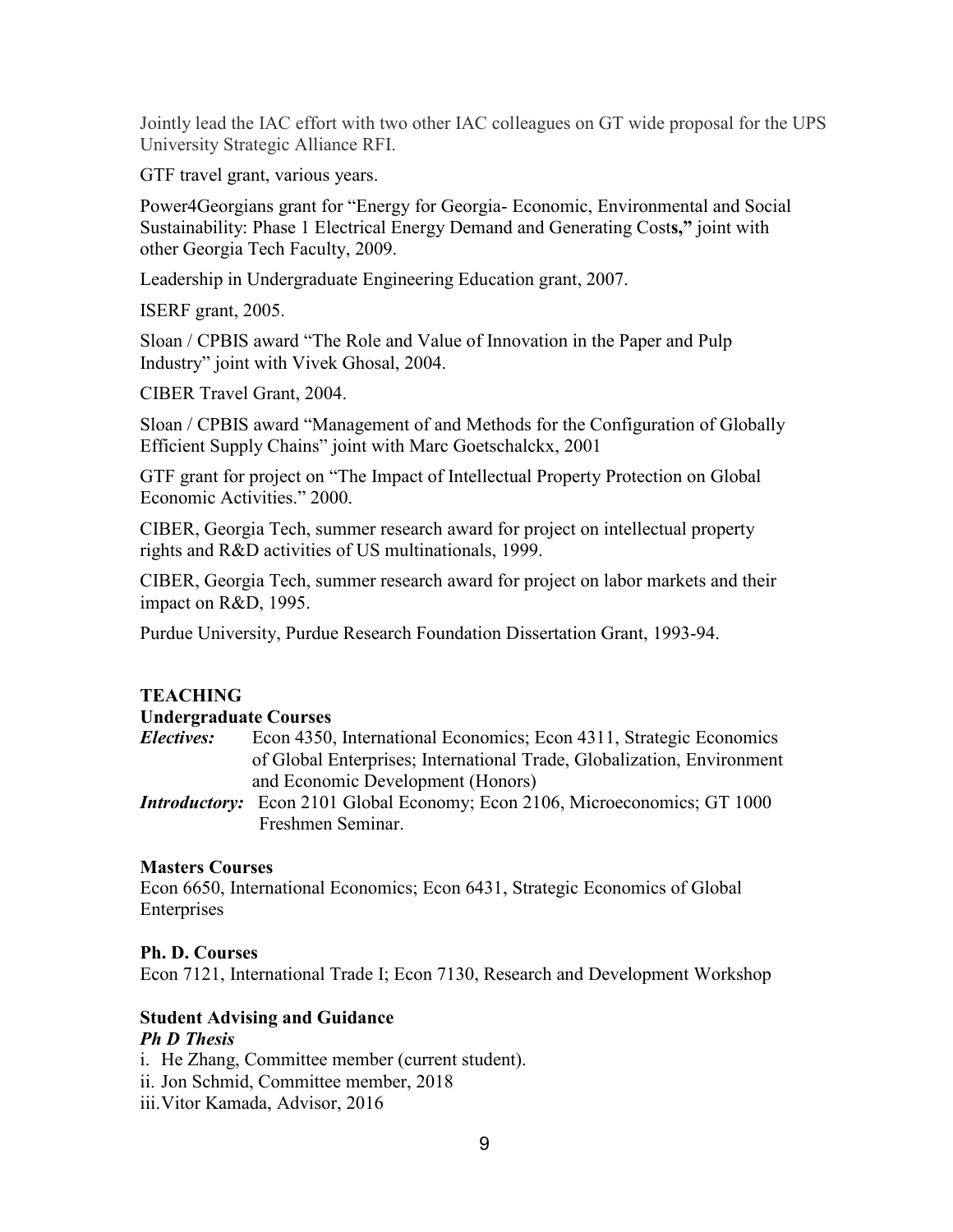Jointly lead the IAC effort with two other IAC colleagues on GT wide proposal for the UPS University Strategic Alliance RFI.

GTF travel grant, various years.

Power4Georgians grant for "Energy for Georgia- Economic, Environmental and Social Sustainability: Phase 1 Electrical Energy Demand and Generating Costs," joint with other Georgia Tech Faculty, 2009.

Leadership in Undergraduate Engineering Education grant, 2007.

ISERF grant, 2005.

Sloan / CPBIS award "The Role and Value of Innovation in the Paper and Pulp Industry" joint with Vivek Ghosal, 2004.

CIBER Travel Grant, 2004.

Sloan / CPBIS award "Management of and Methods for the Configuration of Globally Efficient Supply Chains" joint with Marc Goetschalckx, 2001

GTF grant for project on "The Impact of Intellectual Property Protection on Global Economic Activities." 2000.

CIBER, Georgia Tech, summer research award for project on intellectual property rights and R&D activities of US multinationals, 1999.

CIBER, Georgia Tech, summer research award for project on labor markets and their impact on R&D, 1995.

Purdue University, Purdue Research Foundation Dissertation Grant, 1993-94.

## TEACHING

### Undergraduate Courses

***Electives:*** Econ 4350, International Economics; Econ 4311, Strategic Economics of Global Enterprises; International Trade, Globalization, Environment and Economic Development (Honors)

***Introductory:*** Econ 2101 Global Economy; Econ 2106, Microeconomics; GT 1000 Freshmen Seminar.

### Masters Courses

Econ 6650, International Economics; Econ 6431, Strategic Economics of Global Enterprises

### Ph. D. Courses

Econ 7121, International Trade I; Econ 7130, Research and Development Workshop

### Student Advising and Guidance

***Ph D Thesis***

i. He Zhang, Committee member (current student).
ii. Jon Schmid, Committee member, 2018
iii. Vitor Kamada, Advisor, 2016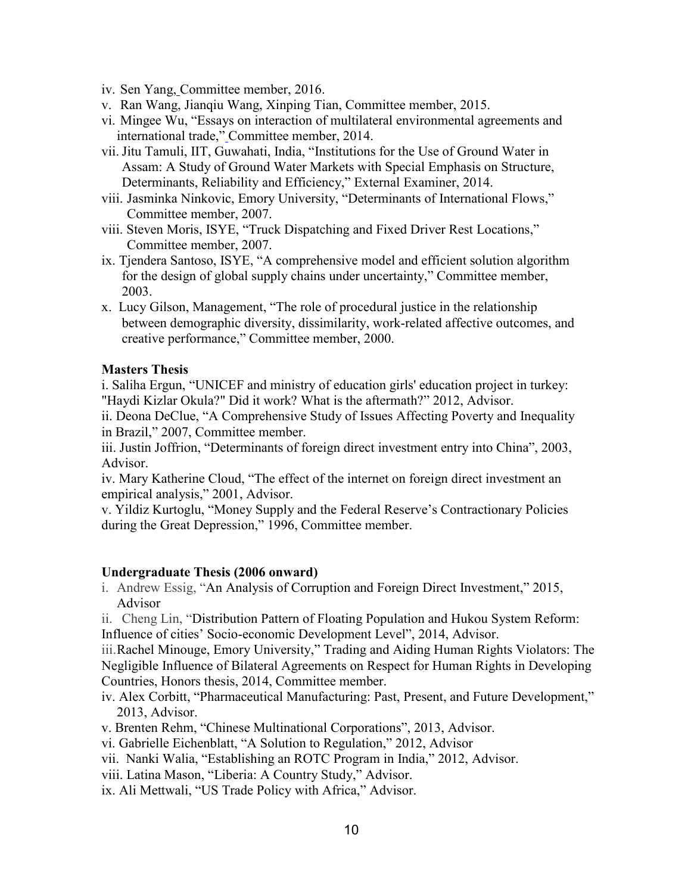iv. Sen Yang, Committee member, 2016.
v. Ran Wang, Jianqiu Wang, Xinping Tian, Committee member, 2015.
vi. Mingee Wu, "Essays on interaction of multilateral environmental agreements and international trade," Committee member, 2014.
vii. Jitu Tamuli, IIT, Guwahati, India, "Institutions for the Use of Ground Water in Assam: A Study of Ground Water Markets with Special Emphasis on Structure, Determinants, Reliability and Efficiency," External Examiner, 2014.
viii. Jasminka Ninkovic, Emory University, "Determinants of International Flows," Committee member, 2007.
viii. Steven Moris, ISYE, "Truck Dispatching and Fixed Driver Rest Locations," Committee member, 2007.
ix. Tjendera Santoso, ISYE, "A comprehensive model and efficient solution algorithm for the design of global supply chains under uncertainty," Committee member, 2003.
x. Lucy Gilson, Management, "The role of procedural justice in the relationship between demographic diversity, dissimilarity, work-related affective outcomes, and creative performance," Committee member, 2000.

**Masters Thesis**

i. Saliha Ergun, "UNICEF and ministry of education girls' education project in turkey: "Haydi Kizlar Okula?" Did it work? What is the aftermath?" 2012, Advisor.
ii. Deona DeClue, "A Comprehensive Study of Issues Affecting Poverty and Inequality in Brazil," 2007, Committee member.
iii. Justin Joffrion, "Determinants of foreign direct investment entry into China", 2003, Advisor.
iv. Mary Katherine Cloud, "The effect of the internet on foreign direct investment an empirical analysis," 2001, Advisor.
v. Yildiz Kurtoglu, "Money Supply and the Federal Reserve's Contractionary Policies during the Great Depression," 1996, Committee member.

**Undergraduate Thesis (2006 onward)**

i. Andrew Essig, "An Analysis of Corruption and Foreign Direct Investment," 2015, Advisor
ii. Cheng Lin, "Distribution Pattern of Floating Population and Hukou System Reform: Influence of cities' Socio-economic Development Level", 2014, Advisor.
iii. Rachel Minouge, Emory University," Trading and Aiding Human Rights Violators: The Negligible Influence of Bilateral Agreements on Respect for Human Rights in Developing Countries, Honors thesis, 2014, Committee member.
iv. Alex Corbitt, "Pharmaceutical Manufacturing: Past, Present, and Future Development," 2013, Advisor.
v. Brenten Rehm, "Chinese Multinational Corporations", 2013, Advisor.
vi. Gabrielle Eichenblatt, "A Solution to Regulation," 2012, Advisor
vii. Nanki Walia, "Establishing an ROTC Program in India," 2012, Advisor.
viii. Latina Mason, "Liberia: A Country Study," Advisor.
ix. Ali Mettwali, "US Trade Policy with Africa," Advisor.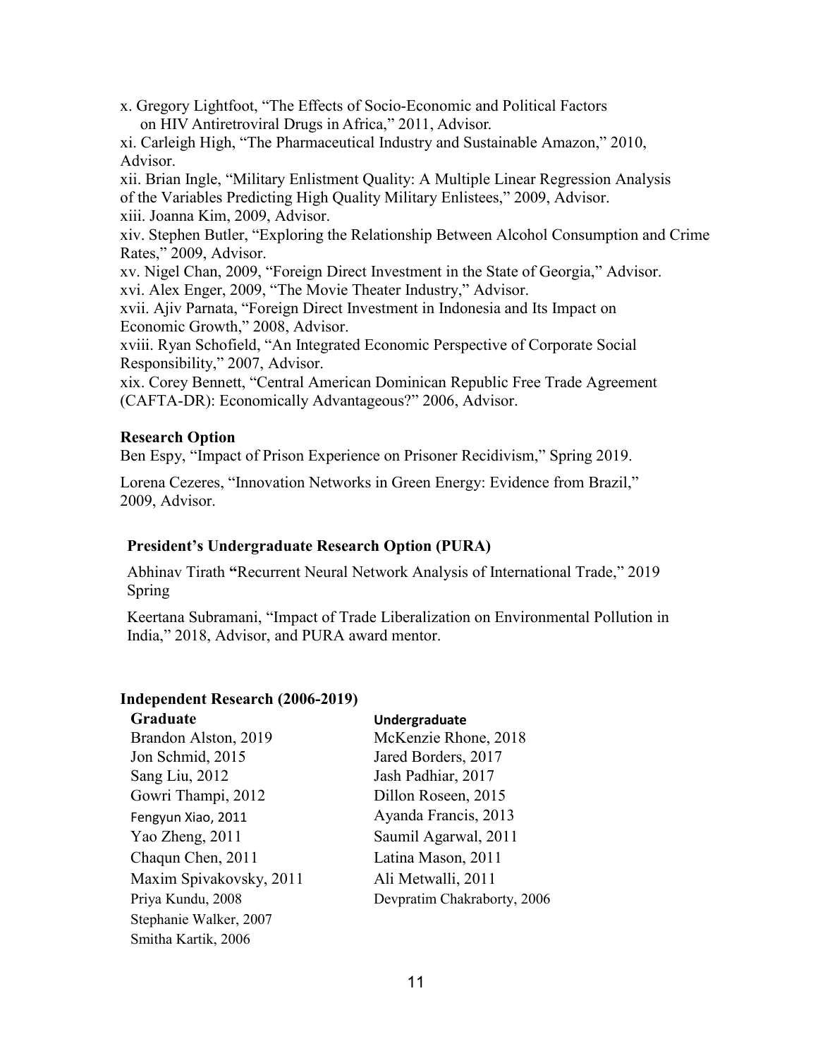x. Gregory Lightfoot, "The Effects of Socio-Economic and Political Factors on HIV Antiretroviral Drugs in Africa," 2011, Advisor.

xi. Carleigh High, "The Pharmaceutical Industry and Sustainable Amazon," 2010, Advisor.

xii. Brian Ingle, "Military Enlistment Quality: A Multiple Linear Regression Analysis of the Variables Predicting High Quality Military Enlistees," 2009, Advisor.

xiii. Joanna Kim, 2009, Advisor.

xiv. Stephen Butler, "Exploring the Relationship Between Alcohol Consumption and Crime Rates," 2009, Advisor.

xv. Nigel Chan, 2009, "Foreign Direct Investment in the State of Georgia," Advisor.

xvi. Alex Enger, 2009, "The Movie Theater Industry," Advisor.

xvii. Ajiv Parnata, "Foreign Direct Investment in Indonesia and Its Impact on Economic Growth," 2008, Advisor.

xviii. Ryan Schofield, "An Integrated Economic Perspective of Corporate Social Responsibility," 2007, Advisor.

xix. Corey Bennett, "Central American Dominican Republic Free Trade Agreement (CAFTA-DR): Economically Advantageous?" 2006, Advisor.

**Research Option**

Ben Espy, "Impact of Prison Experience on Prisoner Recidivism," Spring 2019.

Lorena Cezeres, "Innovation Networks in Green Energy: Evidence from Brazil," 2009, Advisor.

**President's Undergraduate Research Option (PURA)**

Abhinav Tirath **"**Recurrent Neural Network Analysis of International Trade," 2019 Spring

Keertana Subramani, "Impact of Trade Liberalization on Environmental Pollution in India," 2018, Advisor, and PURA award mentor.

**Independent Research (2006-2019)**

**Graduate**

Brandon Alston, 2019
Jon Schmid, 2015
Sang Liu, 2012
Gowri Thampi, 2012
Fengyun Xiao, 2011
Yao Zheng, 2011
Chaqun Chen, 2011
Maxim Spivakovsky, 2011
Priya Kundu, 2008
Stephanie Walker, 2007
Smitha Kartik, 2006

**Undergraduate**

McKenzie Rhone, 2018
Jared Borders, 2017
Jash Padhiar, 2017
Dillon Roseen, 2015
Ayanda Francis, 2013
Saumil Agarwal, 2011
Latina Mason, 2011
Ali Metwalli, 2011
Devpratim Chakraborty, 2006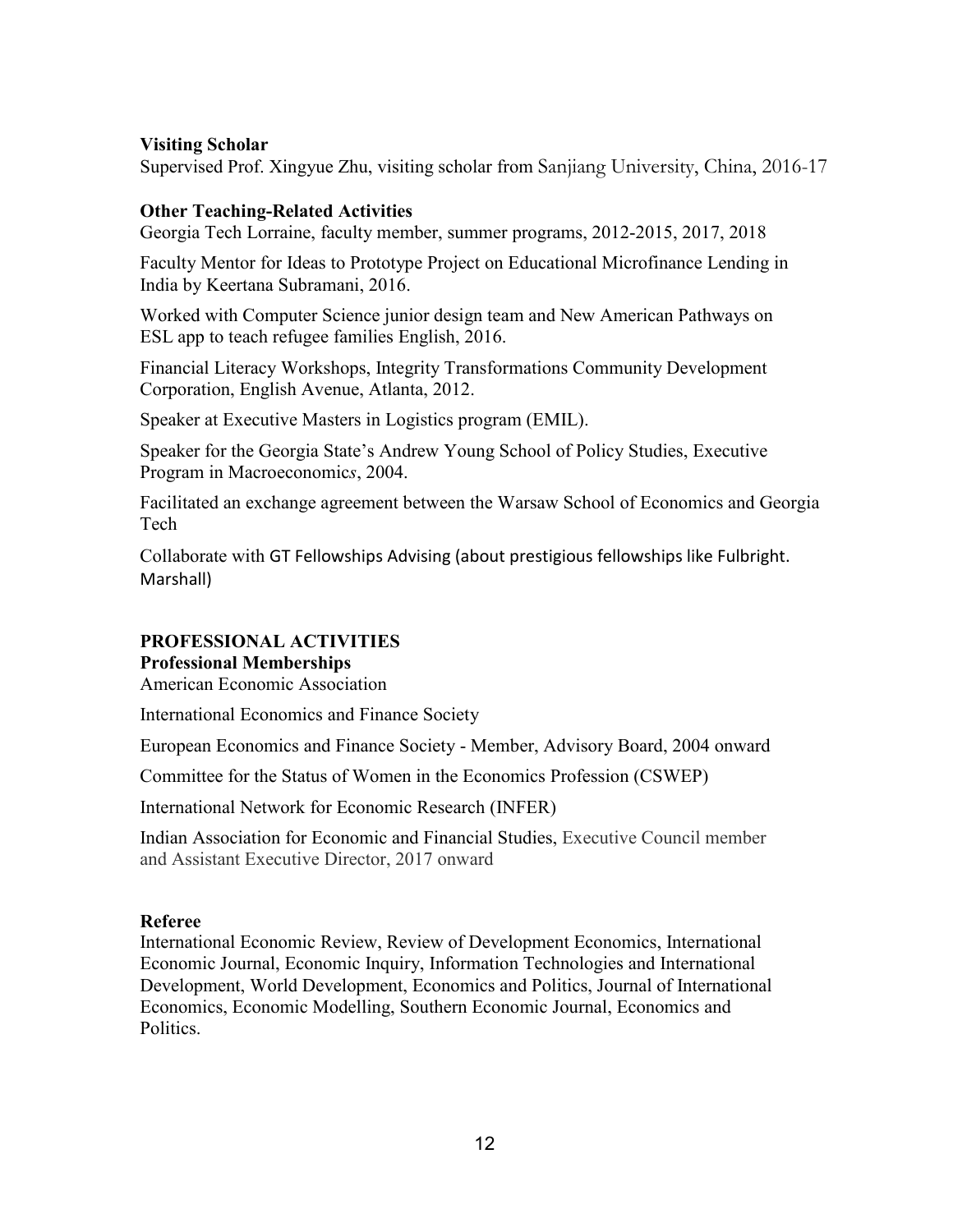**Visiting Scholar**

Supervised Prof. Xingyue Zhu, visiting scholar from Sanjiang University, China, 2016-17

**Other Teaching-Related Activities**

Georgia Tech Lorraine, faculty member, summer programs, 2012-2015, 2017, 2018

Faculty Mentor for Ideas to Prototype Project on Educational Microfinance Lending in India by Keertana Subramani, 2016.

Worked with Computer Science junior design team and New American Pathways on ESL app to teach refugee families English, 2016.

Financial Literacy Workshops, Integrity Transformations Community Development Corporation, English Avenue, Atlanta, 2012.

Speaker at Executive Masters in Logistics program (EMIL).

Speaker for the Georgia State's Andrew Young School of Policy Studies, Executive Program in Macroeconomic*s*, 2004.

Facilitated an exchange agreement between the Warsaw School of Economics and Georgia Tech

Collaborate with GT Fellowships Advising (about prestigious fellowships like Fulbright. Marshall)

## PROFESSIONAL ACTIVITIES

**Professional Memberships**

American Economic Association

International Economics and Finance Society

European Economics and Finance Society - Member, Advisory Board, 2004 onward

Committee for the Status of Women in the Economics Profession (CSWEP)

International Network for Economic Research (INFER)

Indian Association for Economic and Financial Studies, Executive Council member and Assistant Executive Director, 2017 onward

**Referee**

International Economic Review, Review of Development Economics, International Economic Journal, Economic Inquiry, Information Technologies and International Development, World Development, Economics and Politics, Journal of International Economics, Economic Modelling, Southern Economic Journal, Economics and Politics.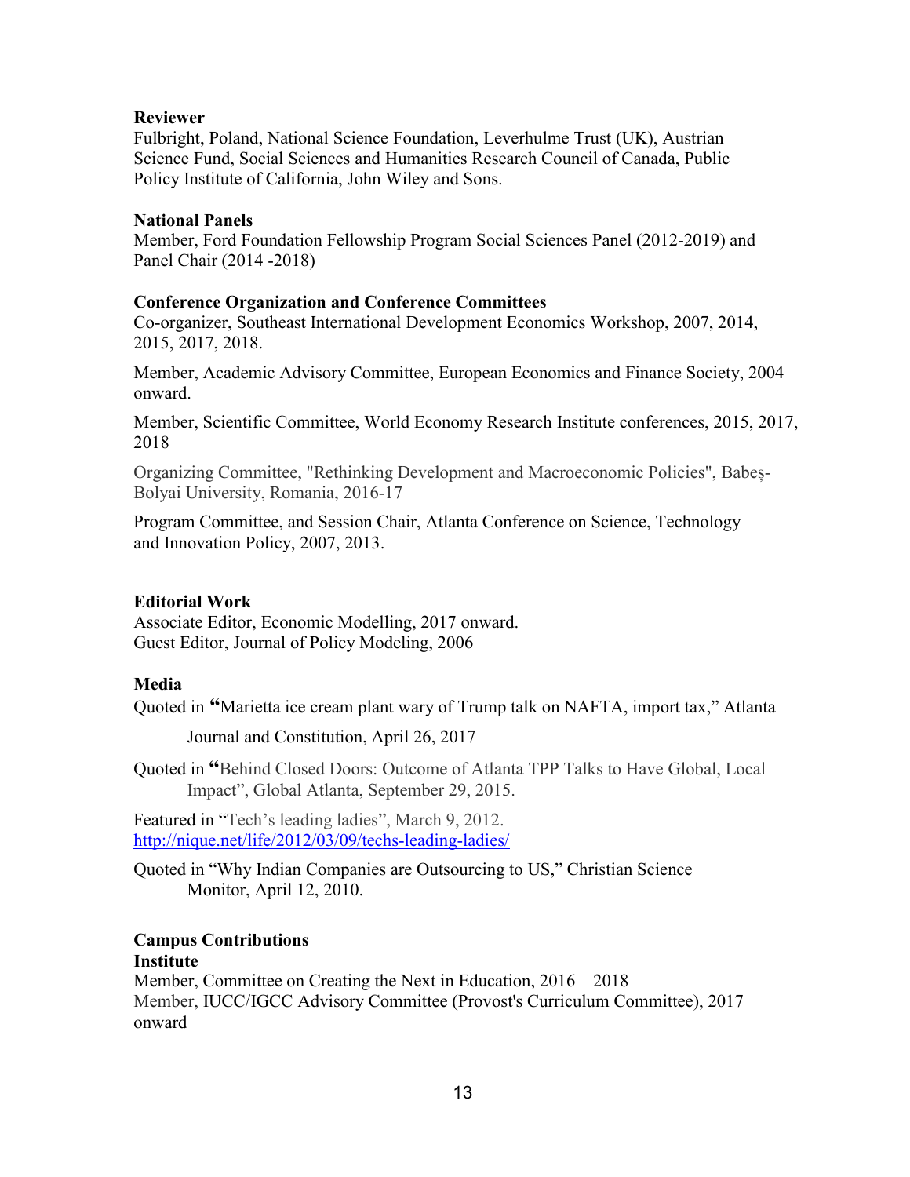**Reviewer**
Fulbright, Poland, National Science Foundation, Leverhulme Trust (UK), Austrian Science Fund, Social Sciences and Humanities Research Council of Canada, Public Policy Institute of California, John Wiley and Sons.

**National Panels**
Member, Ford Foundation Fellowship Program Social Sciences Panel (2012-2019) and Panel Chair (2014 -2018)

**Conference Organization and Conference Committees**
Co-organizer, Southeast International Development Economics Workshop, 2007, 2014, 2015, 2017, 2018.

Member, Academic Advisory Committee, European Economics and Finance Society, 2004 onward.

Member, Scientific Committee, World Economy Research Institute conferences, 2015, 2017, 2018

Organizing Committee, "Rethinking Development and Macroeconomic Policies", Babeș-Bolyai University, Romania, 2016-17

Program Committee, and Session Chair, Atlanta Conference on Science, Technology and Innovation Policy, 2007, 2013.

**Editorial Work**
Associate Editor, Economic Modelling, 2017 onward.
Guest Editor, Journal of Policy Modeling, 2006

**Media**
Quoted in "Marietta ice cream plant wary of Trump talk on NAFTA, import tax," Atlanta Journal and Constitution, April 26, 2017

Quoted in "Behind Closed Doors: Outcome of Atlanta TPP Talks to Have Global, Local Impact", Global Atlanta, September 29, 2015.

Featured in "Tech's leading ladies", March 9, 2012. http://nique.net/life/2012/03/09/techs-leading-ladies/

Quoted in "Why Indian Companies are Outsourcing to US," Christian Science Monitor, April 12, 2010.

**Campus Contributions**
**Institute**
Member, Committee on Creating the Next in Education, 2016 – 2018
Member, IUCC/IGCC Advisory Committee (Provost's Curriculum Committee), 2017 onward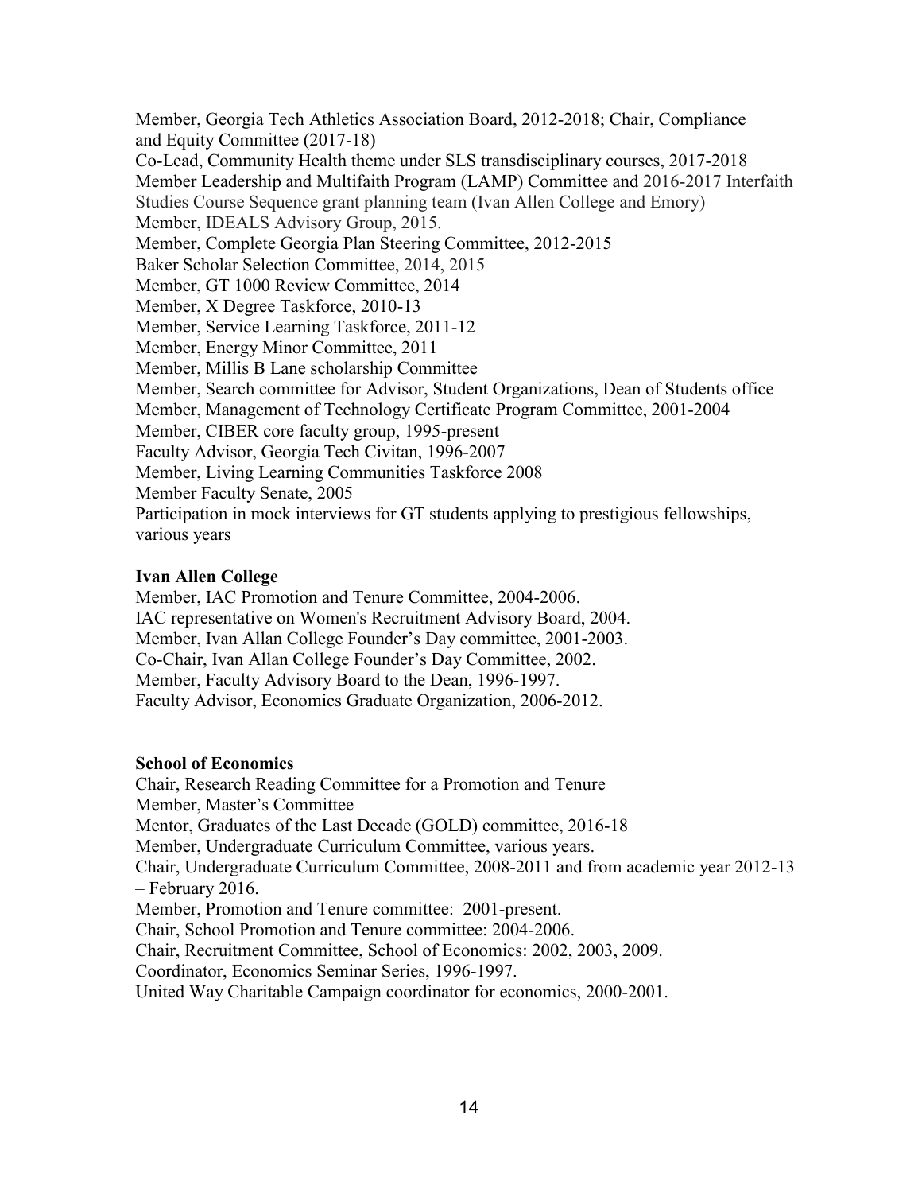Member, Georgia Tech Athletics Association Board, 2012-2018; Chair, Compliance and Equity Committee (2017-18)
Co-Lead, Community Health theme under SLS transdisciplinary courses, 2017-2018
Member Leadership and Multifaith Program (LAMP) Committee and 2016-2017 Interfaith Studies Course Sequence grant planning team (Ivan Allen College and Emory)
Member, IDEALS Advisory Group, 2015.
Member, Complete Georgia Plan Steering Committee, 2012-2015
Baker Scholar Selection Committee, 2014, 2015
Member, GT 1000 Review Committee, 2014
Member, X Degree Taskforce, 2010-13
Member, Service Learning Taskforce, 2011-12
Member, Energy Minor Committee, 2011
Member, Millis B Lane scholarship Committee
Member, Search committee for Advisor, Student Organizations, Dean of Students office
Member, Management of Technology Certificate Program Committee, 2001-2004
Member, CIBER core faculty group, 1995-present
Faculty Advisor, Georgia Tech Civitan, 1996-2007
Member, Living Learning Communities Taskforce 2008
Member Faculty Senate, 2005
Participation in mock interviews for GT students applying to prestigious fellowships, various years

**Ivan Allen College**

Member, IAC Promotion and Tenure Committee, 2004-2006.
IAC representative on Women's Recruitment Advisory Board, 2004.
Member, Ivan Allan College Founder's Day committee, 2001-2003.
Co-Chair, Ivan Allan College Founder's Day Committee, 2002.
Member, Faculty Advisory Board to the Dean, 1996-1997.
Faculty Advisor, Economics Graduate Organization, 2006-2012.

**School of Economics**

Chair, Research Reading Committee for a Promotion and Tenure
Member, Master's Committee
Mentor, Graduates of the Last Decade (GOLD) committee, 2016-18
Member, Undergraduate Curriculum Committee, various years.
Chair, Undergraduate Curriculum Committee, 2008-2011 and from academic year 2012-13 – February 2016.
Member, Promotion and Tenure committee: 2001-present.
Chair, School Promotion and Tenure committee: 2004-2006.
Chair, Recruitment Committee, School of Economics: 2002, 2003, 2009.
Coordinator, Economics Seminar Series, 1996-1997.
United Way Charitable Campaign coordinator for economics, 2000-2001.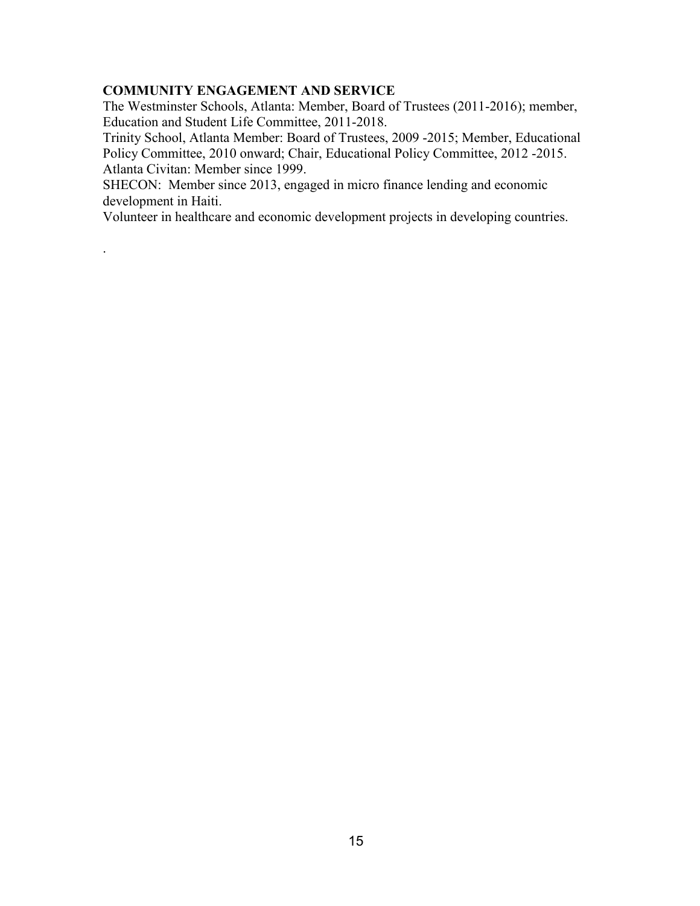## COMMUNITY ENGAGEMENT AND SERVICE

The Westminster Schools, Atlanta: Member, Board of Trustees (2011-2016); member, Education and Student Life Committee, 2011-2018.

Trinity School, Atlanta Member: Board of Trustees, 2009 -2015; Member, Educational Policy Committee, 2010 onward; Chair, Educational Policy Committee, 2012 -2015.

Atlanta Civitan: Member since 1999.

SHECON: Member since 2013, engaged in micro finance lending and economic development in Haiti.

Volunteer in healthcare and economic development projects in developing countries.

.